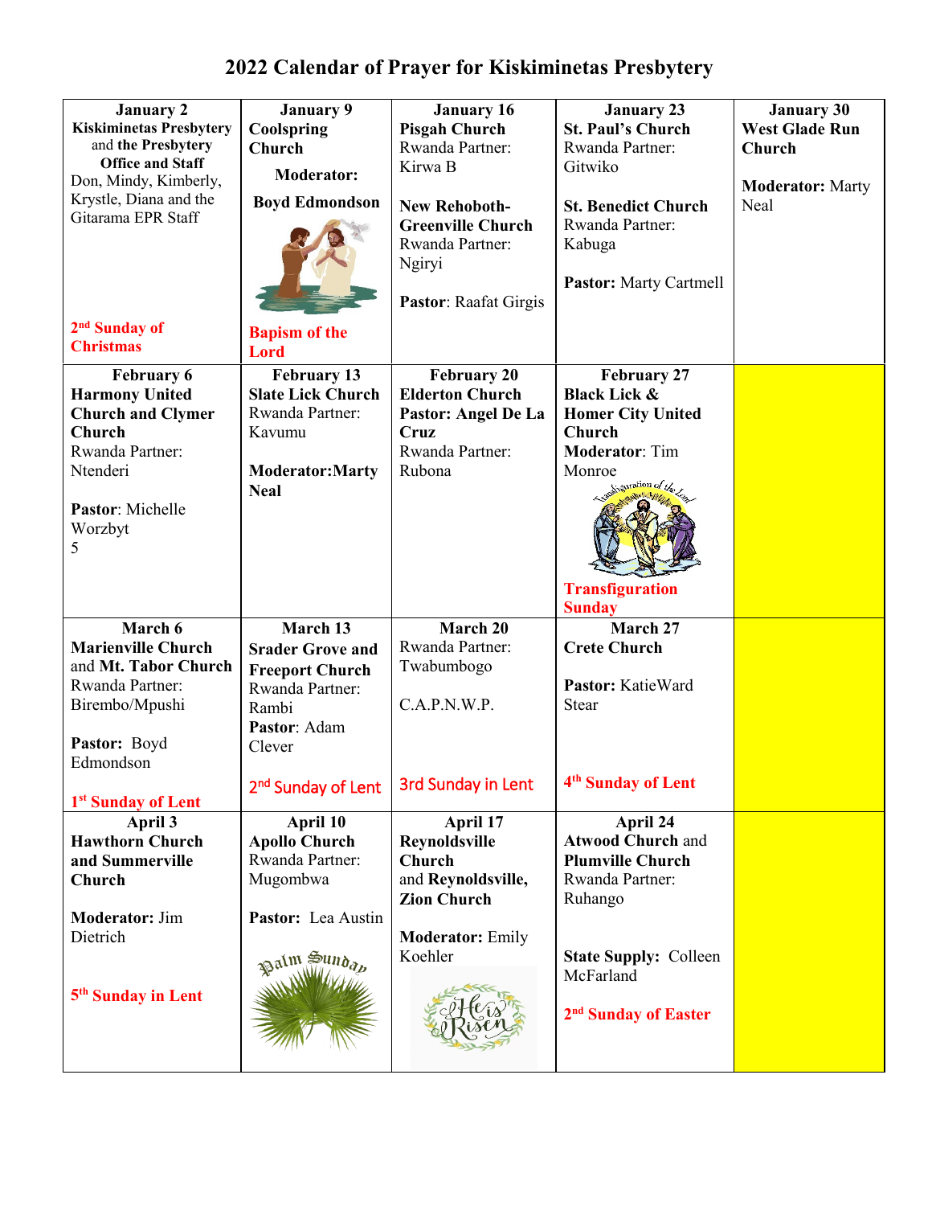# 2022 Calendar of Prayer for Kiskiminetas Presbytery

| | | | | |
|---|---|---|---|---|
| **January 2**<br>**Kiskiminetas Presbytery** and **the Presbytery Office and Staff**<br>Don, Mindy, Kimberly, Krystle, Diana and the Gitarama EPR Staff<br><br>2nd Sunday of Christmas | **January 9**<br>**Coolspring Church**<br>**Moderator:**<br>**Boyd Edmondson**<br><br>Bapism of the Lord | **January 16**<br>**Pisgah Church**<br>Rwanda Partner: Kirwa B<br><br>**New Rehoboth-Greenville Church**<br>Rwanda Partner: Ngiryi<br><br>**Pastor**: Raafat Girgis | **January 23**<br>**St. Paul's Church**<br>Rwanda Partner: Gitwiko<br><br>**St. Benedict Church**<br>Rwanda Partner: Kabuga<br><br>**Pastor:** Marty Cartmell | **January 30**<br>**West Glade Run Church**<br><br>**Moderator:** Marty Neal |
| **February 6**<br>**Harmony United Church and Clymer Church**<br>Rwanda Partner: Ntenderi<br><br>**Pastor**: Michelle Worzbyt<br>5 | **February 13**<br>**Slate Lick Church**<br>Rwanda Partner: Kavumu<br><br>**Moderator:Marty Neal** | **February 20**<br>**Elderton Church**<br>**Pastor: Angel De La Cruz**<br>Rwanda Partner: Rubona | **February 27**<br>**Black Lick & Homer City United Church**<br>**Moderator**: Tim Monroe<br><br>Transfiguration Sunday | |
| **March 6**<br>**Marienville Church** and **Mt. Tabor Church**<br>Rwanda Partner: Birembo/Mpushi<br><br>**Pastor:** Boyd Edmondson<br><br>1st Sunday of Lent | **March 13**<br>**Srader Grove and Freeport Church**<br>Rwanda Partner: Rambi<br>**Pastor**: Adam Clever<br><br>2nd Sunday of Lent | **March 20**<br>Rwanda Partner: Twabumbogo<br><br>C.A.P.N.W.P.<br><br>3rd Sunday in Lent | **March 27**<br>**Crete Church**<br><br>**Pastor:** KatieWard Stear<br><br>4th Sunday of Lent | |
| **April 3**<br>**Hawthorn Church and Summerville Church**<br><br>**Moderator:** Jim Dietrich<br><br>5th Sunday in Lent | **April 10**<br>**Apollo Church**<br>Rwanda Partner: Mugombwa<br><br>**Pastor:** Lea Austin<br><br>Palm Sunday | **April 17**<br>**Reynoldsville Church** and **Reynoldsville, Zion Church**<br><br>**Moderator:** Emily Koehler<br><br>He is Risen | **April 24**<br>**Atwood Church** and **Plumville Church**<br>Rwanda Partner: Ruhango<br><br>**State Supply:** Colleen McFarland<br><br>2nd Sunday of Easter | |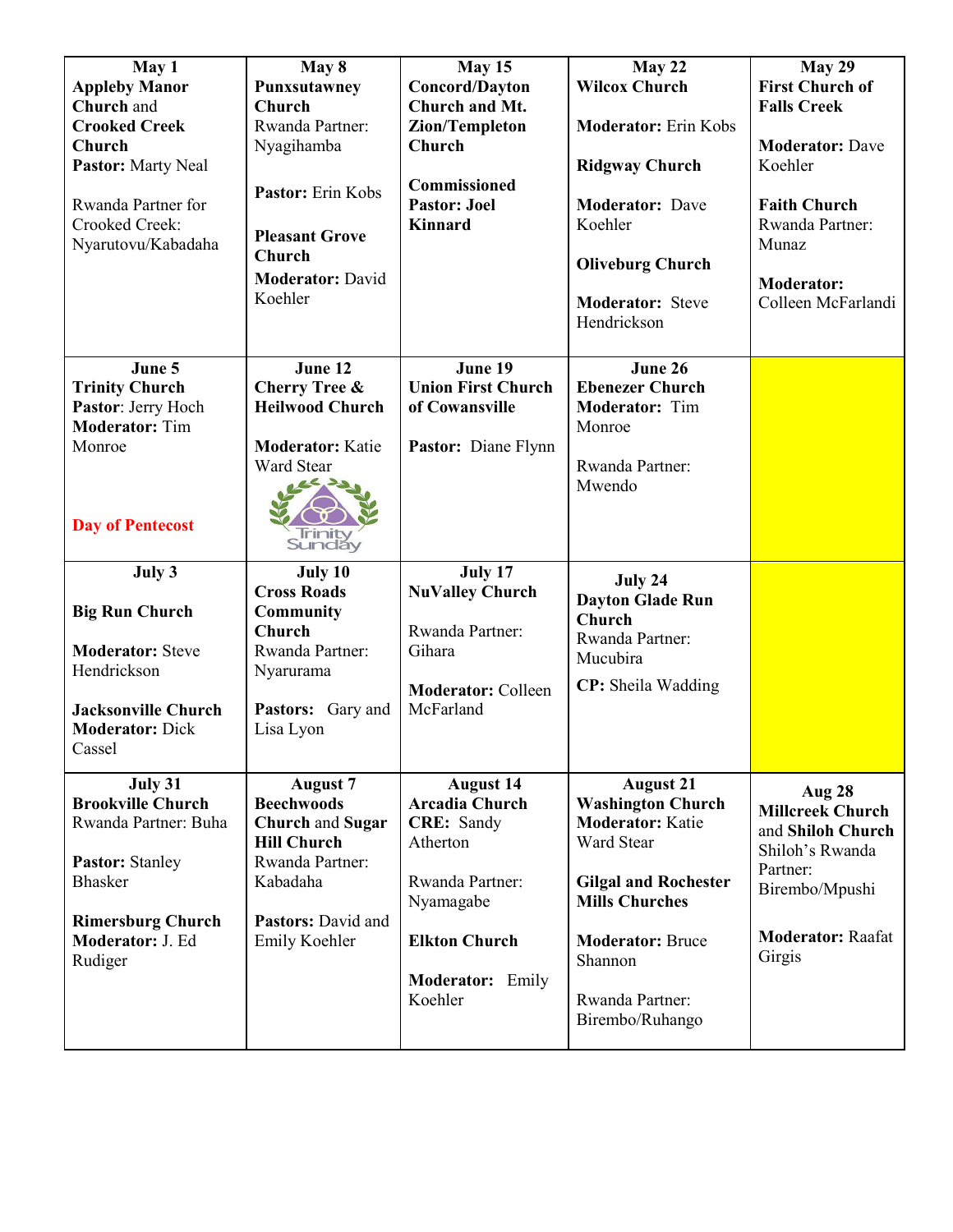| | | | | |
|---|---|---|---|---|
| **May 1** **Appleby Manor Church** and **Crooked Creek Church** **Pastor:** Marty Neal<br><br>Rwanda Partner for Crooked Creek: Nyarutovu/Kabadaha | **May 8** **Punxsutawney Church** Rwanda Partner: Nyagihamba<br><br>**Pastor:** Erin Kobs<br><br>**Pleasant Grove Church** **Moderator:** David Koehler | **May 15** **Concord/Dayton Church and Mt. Zion/Templeton Church**<br><br>**Commissioned Pastor: Joel Kinnard** | **May 22** **Wilcox Church**<br><br>**Moderator:** Erin Kobs<br><br>**Ridgway Church**<br><br>**Moderator:** Dave Koehler<br><br>**Oliveburg Church**<br><br>**Moderator:** Steve Hendrickson | **May 29** **First Church of Falls Creek**<br><br>**Moderator:** Dave Koehler<br><br>**Faith Church** Rwanda Partner: Munaz<br><br>**Moderator:** Colleen McFarlandi |
| **June 5** **Trinity Church** **Pastor**: Jerry Hoch **Moderator:** Tim Monroe<br><br>**Day of Pentecost** | **June 12** **Cherry Tree & Heilwood Church**<br><br>**Moderator:** Katie Ward Stear<br><br>Trinity Sunday | **June 19** **Union First Church of Cowansville**<br><br>**Pastor:** Diane Flynn | **June 26** **Ebenezer Church** **Moderator:** Tim Monroe<br><br>Rwanda Partner: Mwendo | |
| **July 3**<br><br>**Big Run Church**<br><br>**Moderator:** Steve Hendrickson<br><br>**Jacksonville Church** **Moderator:** Dick Cassel | **July 10** **Cross Roads Community Church** Rwanda Partner: Nyarurama<br><br>**Pastors:** Gary and Lisa Lyon | **July 17** **NuValley Church**<br><br>Rwanda Partner: Gihara<br><br>**Moderator:** Colleen McFarland | **July 24** **Dayton Glade Run Church** Rwanda Partner: Mucubira<br><br>**CP:** Sheila Wadding | |
| **July 31** **Brookville Church** Rwanda Partner: Buha<br><br>**Pastor:** Stanley Bhasker<br><br>**Rimersburg Church** **Moderator:** J. Ed Rudiger | **August 7** **Beechwoods Church** and **Sugar Hill Church** Rwanda Partner: Kabadaha<br><br>**Pastors:** David and Emily Koehler | **August 14** **Arcadia Church** **CRE:** Sandy Atherton<br><br>Rwanda Partner: Nyamagabe<br><br>**Elkton Church**<br><br>**Moderator:** Emily Koehler | **August 21** **Washington Church** **Moderator:** Katie Ward Stear<br><br>**Gilgal and Rochester Mills Churches**<br><br>**Moderator:** Bruce Shannon<br><br>Rwanda Partner: Birembo/Ruhango | **Aug 28** **Millcreek Church** and **Shiloh Church** Shiloh's Rwanda Partner: Birembo/Mpushi<br><br>**Moderator:** Raafat Girgis |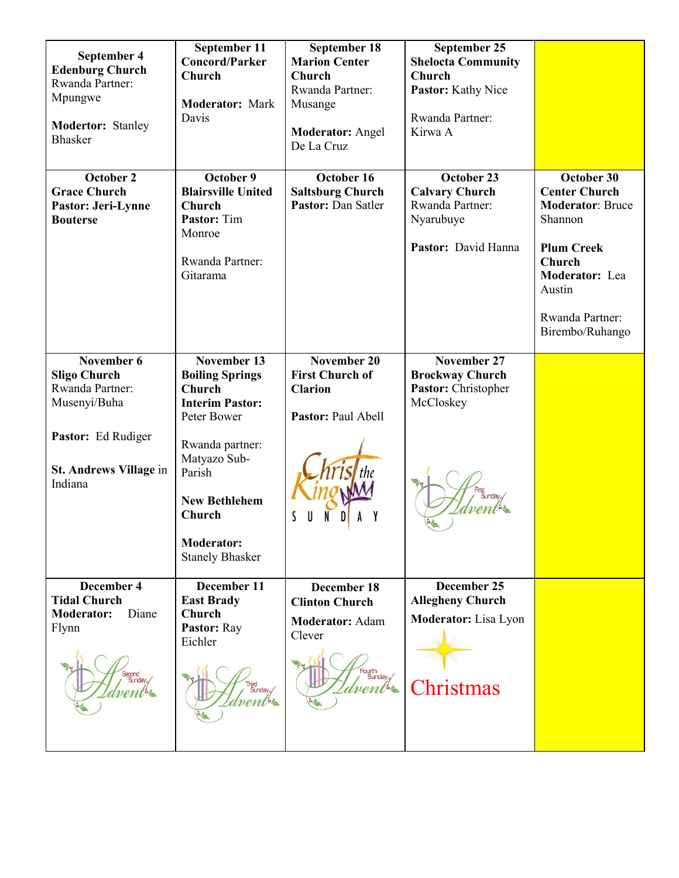| | | | | |
|---|---|---|---|---|
| **September 4**<br>**Edenburg Church**<br>Rwanda Partner: Mpungwe<br><br>**Modertor:** Stanley Bhasker | **September 11**<br>**Concord/Parker Church**<br><br>**Moderator:** Mark Davis | **September 18**<br>**Marion Center Church**<br>Rwanda Partner: Musange<br><br>**Moderator:** Angel De La Cruz | **September 25**<br>**Shelocta Community Church**<br>**Pastor:** Kathy Nice<br><br>Rwanda Partner: Kirwa A | |
| **October 2**<br>**Grace Church**<br>**Pastor: Jeri-Lynne Bouterse** | **October 9**<br>**Blairsville United Church**<br>**Pastor:** Tim Monroe<br><br>Rwanda Partner: Gitarama | **October 16**<br>**Saltsburg Church**<br>**Pastor:** Dan Satler | **October 23**<br>**Calvary Church**<br>Rwanda Partner: Nyarubuye<br><br>**Pastor:** David Hanna | **October 30**<br>**Center Church**<br>**Moderator**: Bruce Shannon<br><br>**Plum Creek Church**<br>**Moderator:** Lea Austin<br><br>Rwanda Partner: Birembo/Ruhango |
| **November 6**<br>**Sligo Church**<br>Rwanda Partner: Musenyi/Buha<br><br>**Pastor:** Ed Rudiger<br><br>**St. Andrews Village** in Indiana | **November 13**<br>**Boiling Springs Church**<br>**Interim Pastor:** Peter Bower<br><br>Rwanda partner: Matyazo Sub-Parish<br><br>**New Bethlehem Church**<br><br>**Moderator:** Stanely Bhasker | **November 20**<br>**First Church of Clarion**<br><br>**Pastor:** Paul Abell<br><br>Christ the King SUNDAY | **November 27**<br>**Brockway Church**<br>**Pastor:** Christopher McCloskey<br><br>First Sunday of Advent | |
| **December 4**<br>**Tidal Church**<br>**Moderator:** Diane Flynn<br><br>Second Sunday of Advent | **December 11**<br>**East Brady Church**<br>**Pastor:** Ray Eichler<br><br>Third Sunday of Advent | **December 18**<br>**Clinton Church**<br>**Moderator:** Adam Clever<br><br>Fourth Sunday of Advent | **December 25**<br>**Allegheny Church**<br>**Moderator:** Lisa Lyon<br><br>Christmas | |